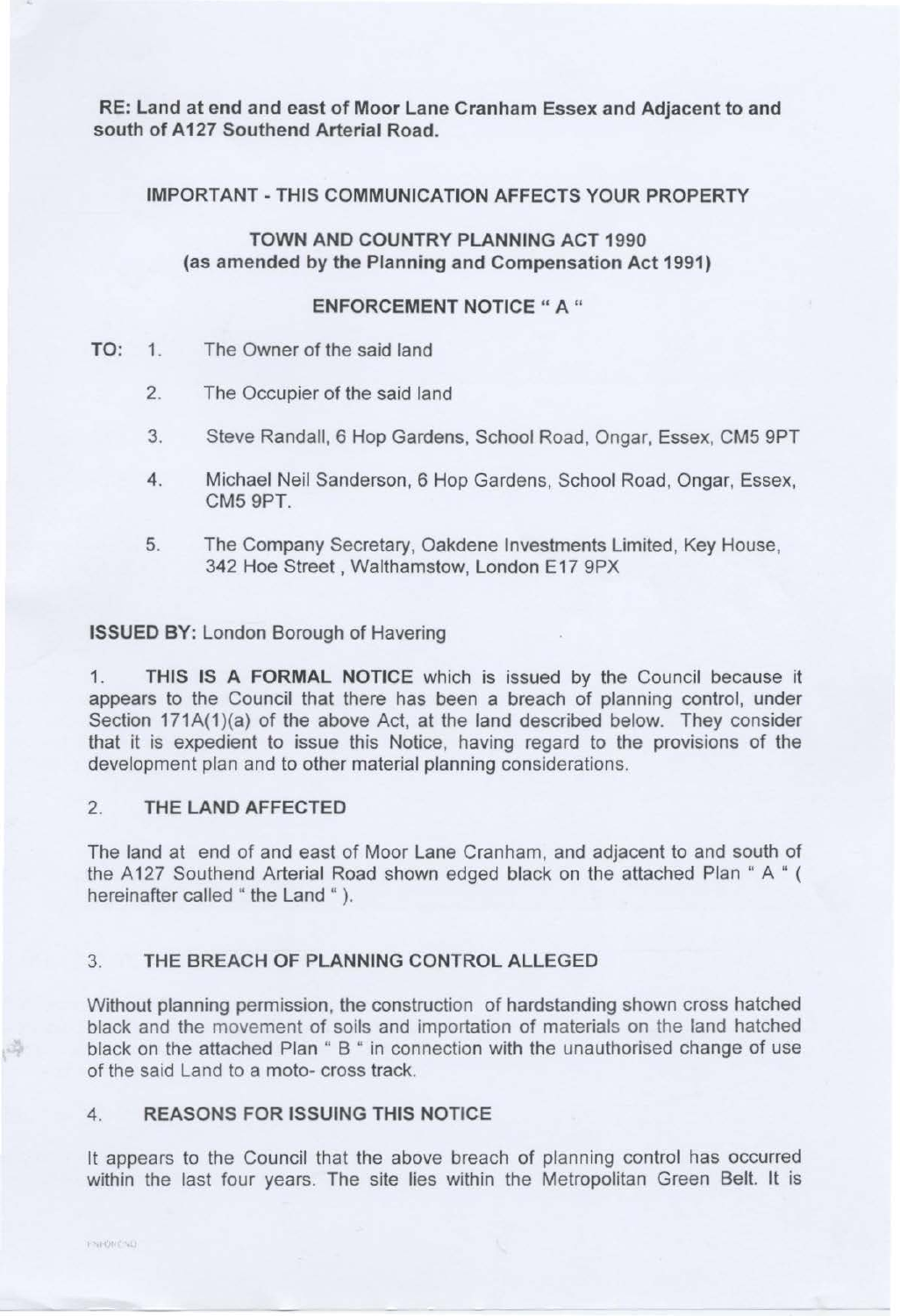**RE: Land at end and east of Moor Lane Cranham Essex and Adjacent to and south of A127 Southend Arterial Road.**

**IMPORTANT - THIS COMMUNICATION AFFECTS YOUR PROPERTY**

**TOWN AND COUNTRY PLANNING ACT 1990**
**(as amended by the Planning and Compensation Act 1991)**

**ENFORCEMENT NOTICE " A "**

**TO:**

1. The Owner of the said land
2. The Occupier of the said land
3. Steve Randall, 6 Hop Gardens, School Road, Ongar, Essex, CM5 9PT
4. Michael Neil Sanderson, 6 Hop Gardens, School Road, Ongar, Essex, CM5 9PT.
5. The Company Secretary, Oakdene Investments Limited, Key House, 342 Hoe Street , Walthamstow, London E17 9PX

**ISSUED BY:** London Borough of Havering

1. **THIS IS A FORMAL NOTICE** which is issued by the Council because it appears to the Council that there has been a breach of planning control, under Section 171A(1)(a) of the above Act, at the land described below. They consider that it is expedient to issue this Notice, having regard to the provisions of the development plan and to other material planning considerations.

## 2. THE LAND AFFECTED

The land at end of and east of Moor Lane Cranham, and adjacent to and south of the A127 Southend Arterial Road shown edged black on the attached Plan " A " ( hereinafter called " the Land " ).

## 3. THE BREACH OF PLANNING CONTROL ALLEGED

Without planning permission, the construction of hardstanding shown cross hatched black and the movement of soils and importation of materials on the land hatched black on the attached Plan " B " in connection with the unauthorised change of use of the said Land to a moto- cross track.

## 4. REASONS FOR ISSUING THIS NOTICE

It appears to the Council that the above breach of planning control has occurred within the last four years. The site lies within the Metropolitan Green Belt. It is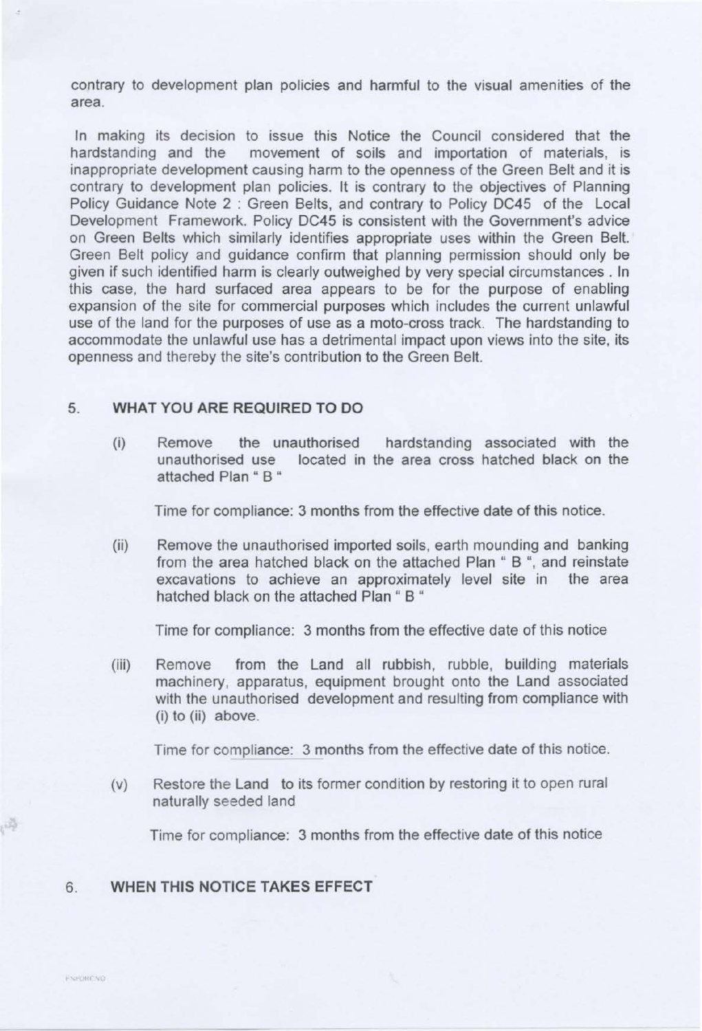contrary to development plan policies and harmful to the visual amenities of the area.

In making its decision to issue this Notice the Council considered that the hardstanding and the movement of soils and importation of materials, is inappropriate development causing harm to the openness of the Green Belt and it is contrary to development plan policies. It is contrary to the objectives of Planning Policy Guidance Note 2 : Green Belts, and contrary to Policy DC45 of the Local Development Framework. Policy DC45 is consistent with the Government's advice on Green Belts which similarly identifies appropriate uses within the Green Belt. Green Belt policy and guidance confirm that planning permission should only be given if such identified harm is clearly outweighed by very special circumstances . In this case, the hard surfaced area appears to be for the purpose of enabling expansion of the site for commercial purposes which includes the current unlawful use of the land for the purposes of use as a moto-cross track. The hardstanding to accommodate the unlawful use has a detrimental impact upon views into the site, its openness and thereby the site's contribution to the Green Belt.

## 5. WHAT YOU ARE REQUIRED TO DO

(i) Remove the unauthorised hardstanding associated with the unauthorised use located in the area cross hatched black on the attached Plan " B "

Time for compliance: 3 months from the effective date of this notice.

(ii) Remove the unauthorised imported soils, earth mounding and banking from the area hatched black on the attached Plan " B ", and reinstate excavations to achieve an approximately level site in the area hatched black on the attached Plan " B "

Time for compliance: 3 months from the effective date of this notice

(iii) Remove from the Land all rubbish, rubble, building materials machinery, apparatus, equipment brought onto the Land associated with the unauthorised development and resulting from compliance with (i) to (ii) above.

Time for compliance: 3 months from the effective date of this notice.

(v) Restore the Land to its former condition by restoring it to open rural naturally seeded land

Time for compliance: 3 months from the effective date of this notice

## 6. WHEN THIS NOTICE TAKES EFFECT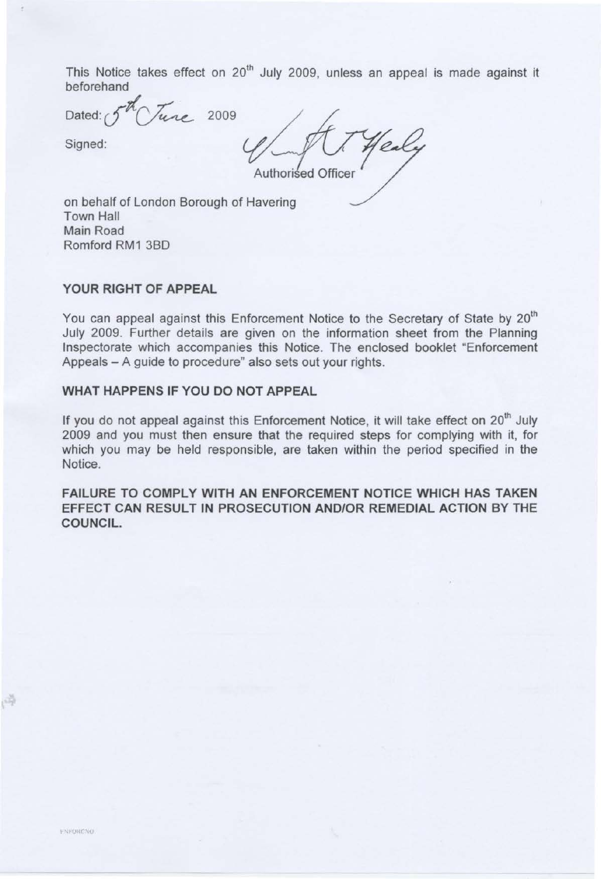This Notice takes effect on 20th July 2009, unless an appeal is made against it beforehand

Dated: 5th June 2009

Signed:

Authorised Officer

on behalf of London Borough of Havering
Town Hall
Main Road
Romford RM1 3BD

**YOUR RIGHT OF APPEAL**

You can appeal against this Enforcement Notice to the Secretary of State by 20th July 2009. Further details are given on the information sheet from the Planning Inspectorate which accompanies this Notice. The enclosed booklet "Enforcement Appeals – A guide to procedure" also sets out your rights.

**WHAT HAPPENS IF YOU DO NOT APPEAL**

If you do not appeal against this Enforcement Notice, it will take effect on 20th July 2009 and you must then ensure that the required steps for complying with it, for which you may be held responsible, are taken within the period specified in the Notice.

**FAILURE TO COMPLY WITH AN ENFORCEMENT NOTICE WHICH HAS TAKEN EFFECT CAN RESULT IN PROSECUTION AND/OR REMEDIAL ACTION BY THE COUNCIL.**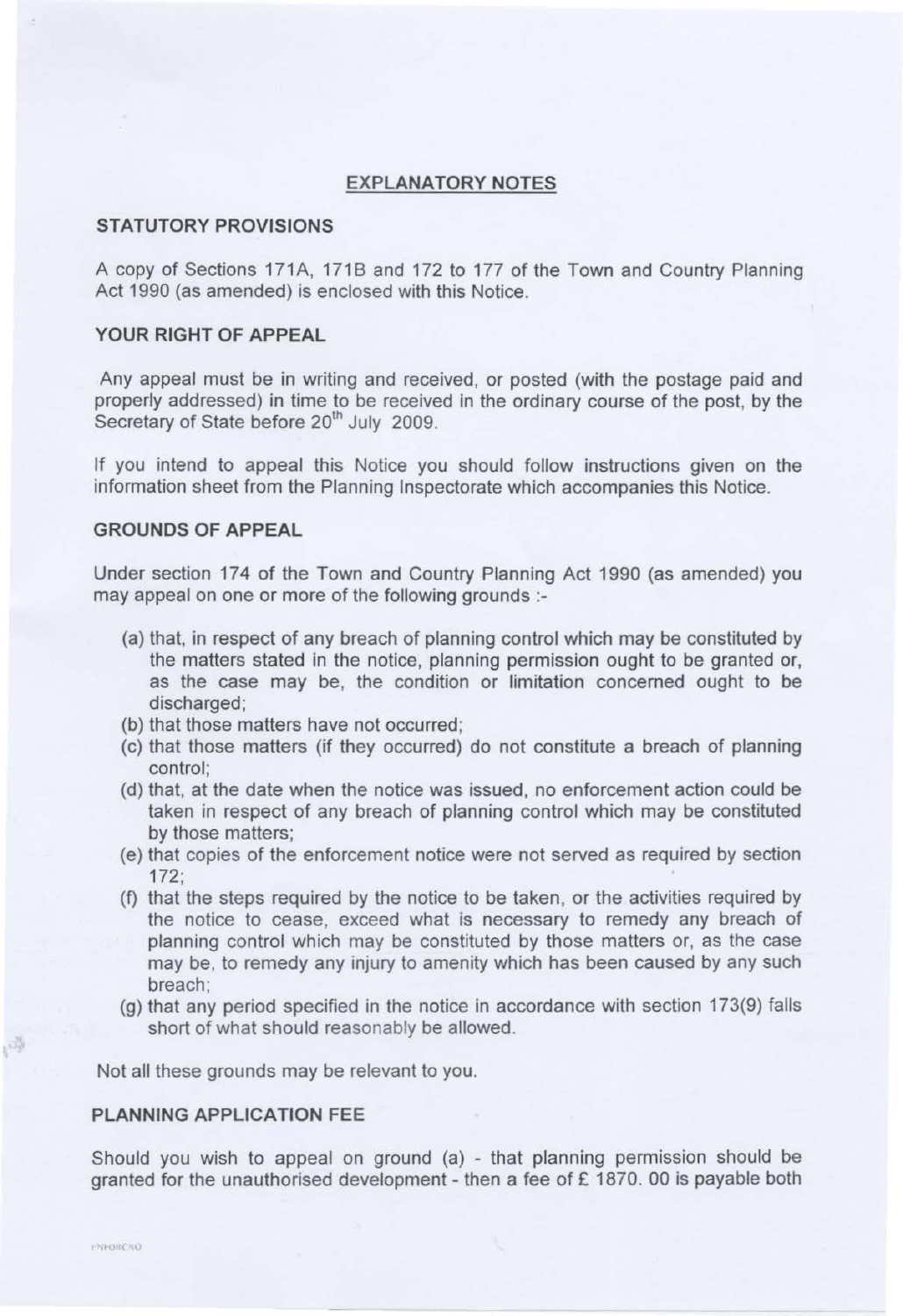## EXPLANATORY NOTES

### STATUTORY PROVISIONS

A copy of Sections 171A, 171B and 172 to 177 of the Town and Country Planning Act 1990 (as amended) is enclosed with this Notice.

### YOUR RIGHT OF APPEAL

Any appeal must be in writing and received, or posted (with the postage paid and properly addressed) in time to be received in the ordinary course of the post, by the Secretary of State before 20th July 2009.

If you intend to appeal this Notice you should follow instructions given on the information sheet from the Planning Inspectorate which accompanies this Notice.

### GROUNDS OF APPEAL

Under section 174 of the Town and Country Planning Act 1990 (as amended) you may appeal on one or more of the following grounds :-

- (a) that, in respect of any breach of planning control which may be constituted by the matters stated in the notice, planning permission ought to be granted or, as the case may be, the condition or limitation concerned ought to be discharged;
- (b) that those matters have not occurred;
- (c) that those matters (if they occurred) do not constitute a breach of planning control;
- (d) that, at the date when the notice was issued, no enforcement action could be taken in respect of any breach of planning control which may be constituted by those matters;
- (e) that copies of the enforcement notice were not served as required by section 172;
- (f) that the steps required by the notice to be taken, or the activities required by the notice to cease, exceed what is necessary to remedy any breach of planning control which may be constituted by those matters or, as the case may be, to remedy any injury to amenity which has been caused by any such breach;
- (g) that any period specified in the notice in accordance with section 173(9) falls short of what should reasonably be allowed.

Not all these grounds may be relevant to you.

### PLANNING APPLICATION FEE

Should you wish to appeal on ground (a) - that planning permission should be granted for the unauthorised development - then a fee of £ 1870. 00 is payable both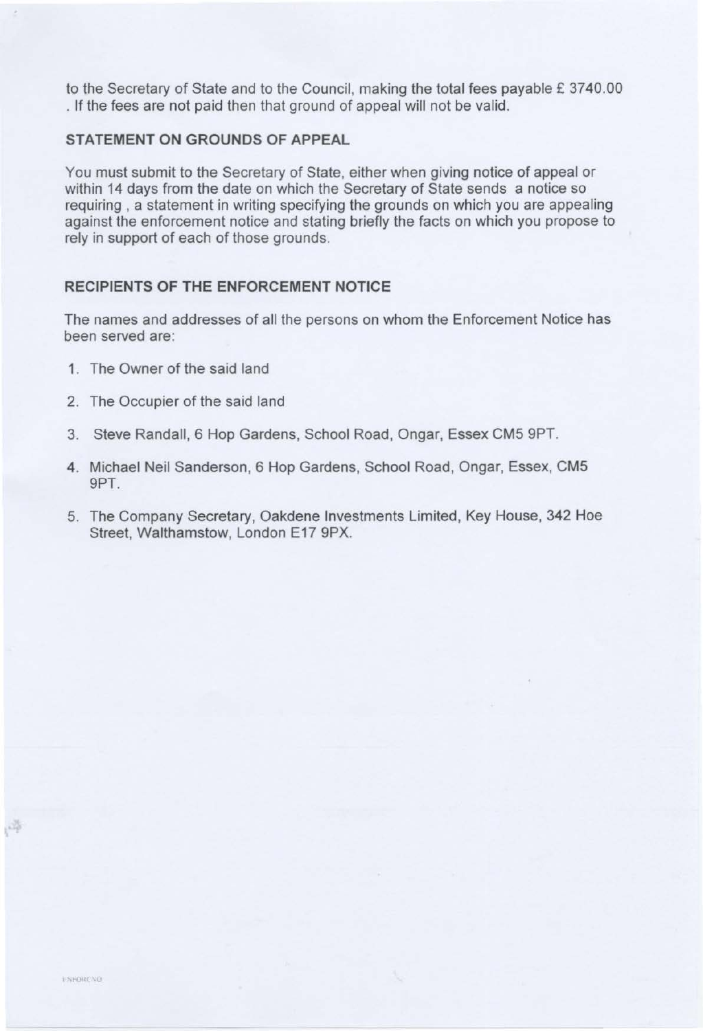to the Secretary of State and to the Council, making the total fees payable £ 3740.00 . If the fees are not paid then that ground of appeal will not be valid.

### STATEMENT ON GROUNDS OF APPEAL

You must submit to the Secretary of State, either when giving notice of appeal or within 14 days from the date on which the Secretary of State sends a notice so requiring , a statement in writing specifying the grounds on which you are appealing against the enforcement notice and stating briefly the facts on which you propose to rely in support of each of those grounds.

### RECIPIENTS OF THE ENFORCEMENT NOTICE

The names and addresses of all the persons on whom the Enforcement Notice has been served are:

1. The Owner of the said land
2. The Occupier of the said land
3. Steve Randall, 6 Hop Gardens, School Road, Ongar, Essex CM5 9PT.
4. Michael Neil Sanderson, 6 Hop Gardens, School Road, Ongar, Essex, CM5 9PT.
5. The Company Secretary, Oakdene Investments Limited, Key House, 342 Hoe Street, Walthamstow, London E17 9PX.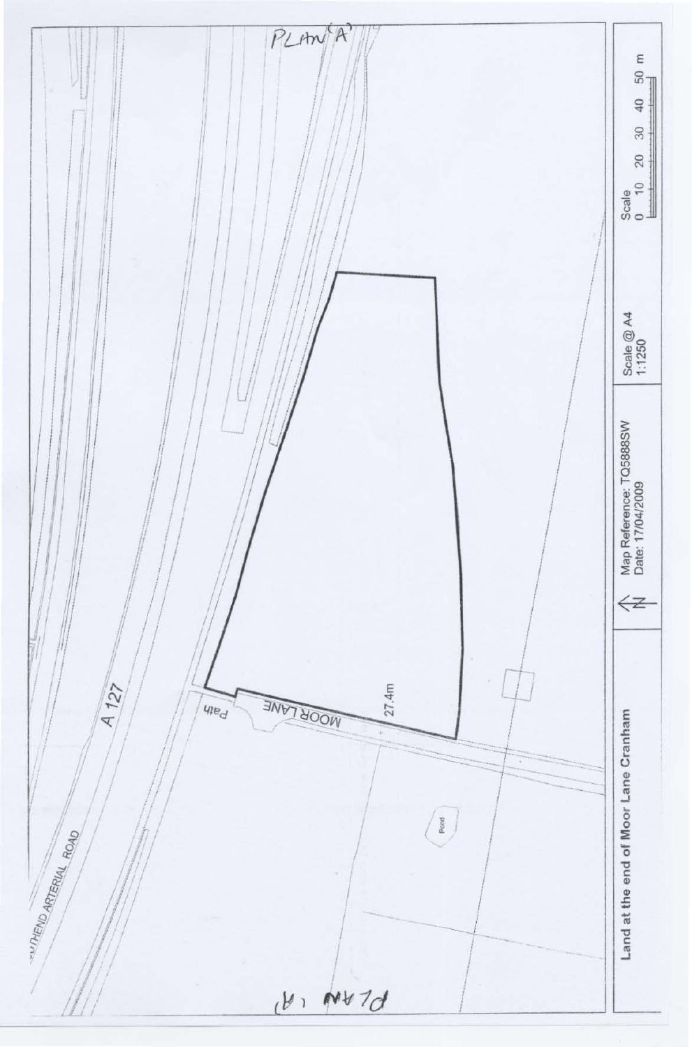PLAN 'A'

SOUTHEND ARTERIAL ROAD

A 127

Path

MOOR LANE

27.4m

Pond

PLAN 'A'

| Land at the end of Moor Lane Cranham | N | Map Reference: TQ5888SW<br>Date: 17/04/2009 | Scale @ A4<br>1:1250 | Scale<br>0 10 20 30 40 50 m |
| --- | --- | --- | --- | --- |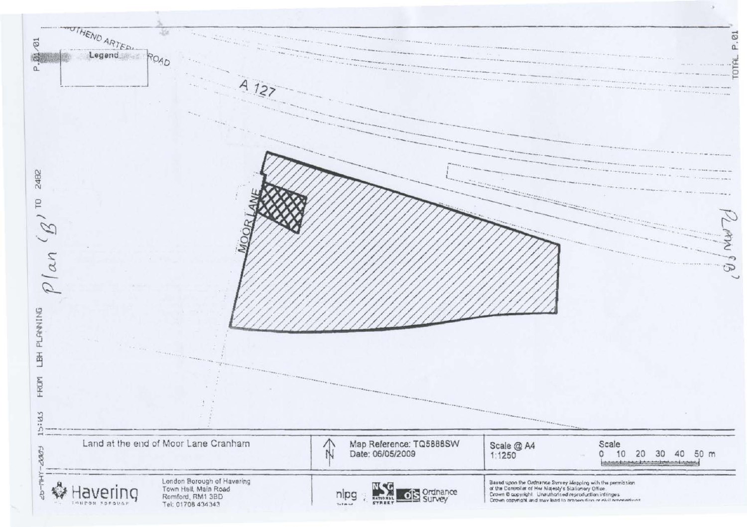SOUTHEND ARTERIAL ROAD

Legend

A 127

MOOR LANE

Plan 'B' to 2482

PLAN 'B'

| | | | |
|---|---|---|---|
| Land at the end of Moor Lane Cranham | Map Reference: TQ5888SW<br>Date: 06/05/2009 | Scale @ A4<br>1:1250 | Scale<br>0 10 20 30 40 50 m |
| Havering<br>LONDON BOROUGH | London Borough of Havering<br>Town Hall, Main Road<br>Romford, RM1 3BD<br>Tel: 01708 434343 | nlpg NSG NATIONAL STREET GAZETTEER OS Ordnance Survey | Based upon the Ordnance Survey Mapping with the permission of the Controller of Her Majesty's Stationery Office. Crown © copyright. Unauthorised reproduction infringes Crown copyright and may lead to prosecution or civil proceedings. |